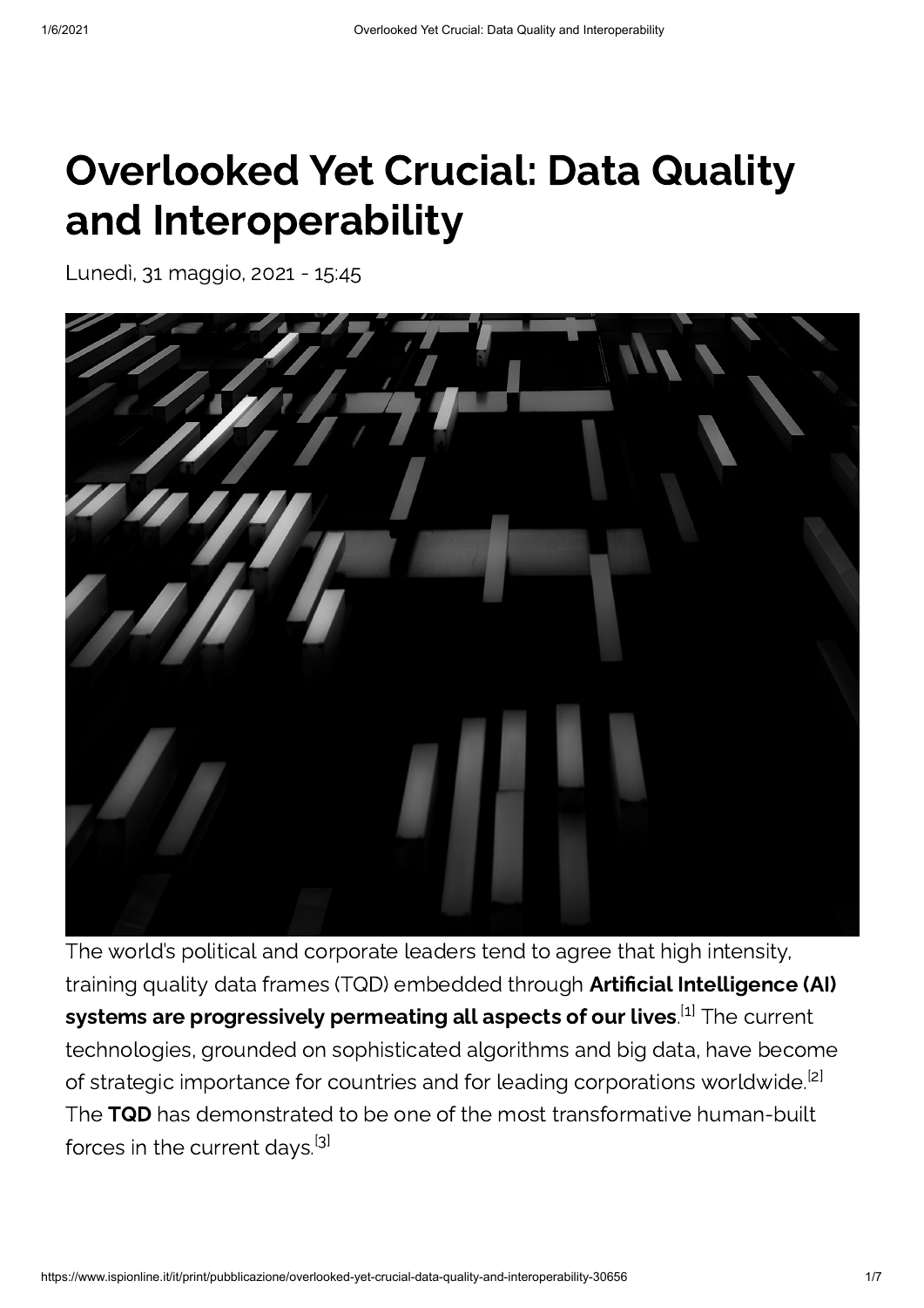# Overlooked Yet Crucial: Data Quality and Interoperability

Lunedì, 31 maggio, 2021 - 15:45

The world's political and corporate leaders tend to agree that high intensity, training quality data frames (TQD) embedded through **Artificial Intelligence (AI) systems are progressively permeating all aspects of our lives**.[1] The current technologies, grounded on sophisticated algorithms and big data, have become of strategic importance for countries and for leading corporations worldwide.[2] The **TQD** has demonstrated to be one of the most transformative human-built forces in the current days.[3]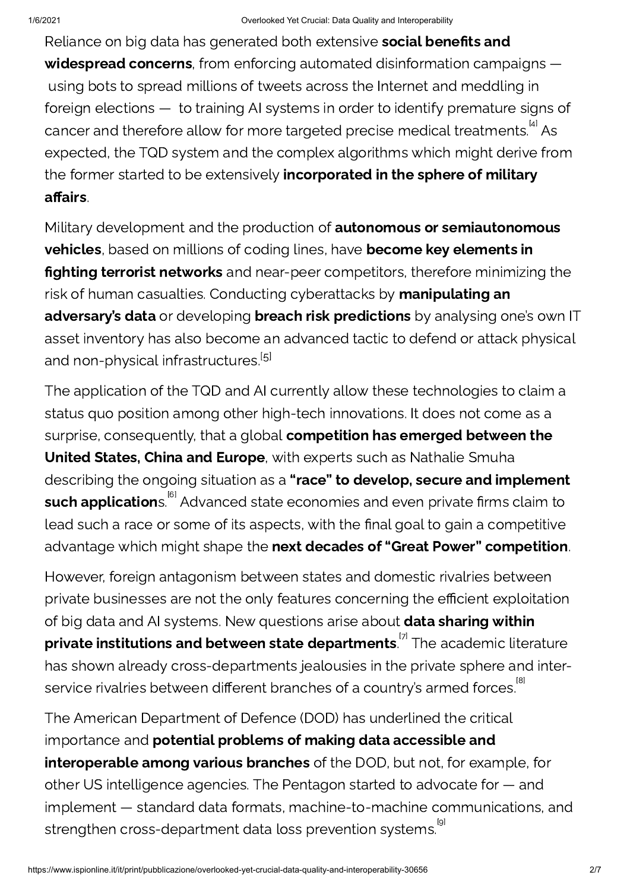Reliance on big data has generated both extensive **social benefits and widespread concerns**, from enforcing automated disinformation campaigns — using bots to spread millions of tweets across the Internet and meddling in foreign elections — to training AI systems in order to identify premature signs of cancer and therefore allow for more targeted precise medical treatments.[4] As expected, the TQD system and the complex algorithms which might derive from the former started to be extensively **incorporated in the sphere of military affairs**.

Military development and the production of **autonomous or semiautonomous vehicles**, based on millions of coding lines, have **become key elements in fighting terrorist networks** and near-peer competitors, therefore minimizing the risk of human casualties. Conducting cyberattacks by **manipulating an adversary's data** or developing **breach risk predictions** by analysing one's own IT asset inventory has also become an advanced tactic to defend or attack physical and non-physical infrastructures.[5]

The application of the TQD and AI currently allow these technologies to claim a status quo position among other high-tech innovations. It does not come as a surprise, consequently, that a global **competition has emerged between the United States, China and Europe**, with experts such as Nathalie Smuha describing the ongoing situation as a **"race" to develop, secure and implement such application**s.[6] Advanced state economies and even private firms claim to lead such a race or some of its aspects, with the final goal to gain a competitive advantage which might shape the **next decades of "Great Power" competition**.

However, foreign antagonism between states and domestic rivalries between private businesses are not the only features concerning the efficient exploitation of big data and AI systems. New questions arise about **data sharing within private institutions and between state departments**.[7] The academic literature has shown already cross-departments jealousies in the private sphere and inter-service rivalries between different branches of a country's armed forces.[8]

The American Department of Defence (DOD) has underlined the critical importance and **potential problems of making data accessible and interoperable among various branches** of the DOD, but not, for example, for other US intelligence agencies. The Pentagon started to advocate for — and implement — standard data formats, machine-to-machine communications, and strengthen cross-department data loss prevention systems.[9]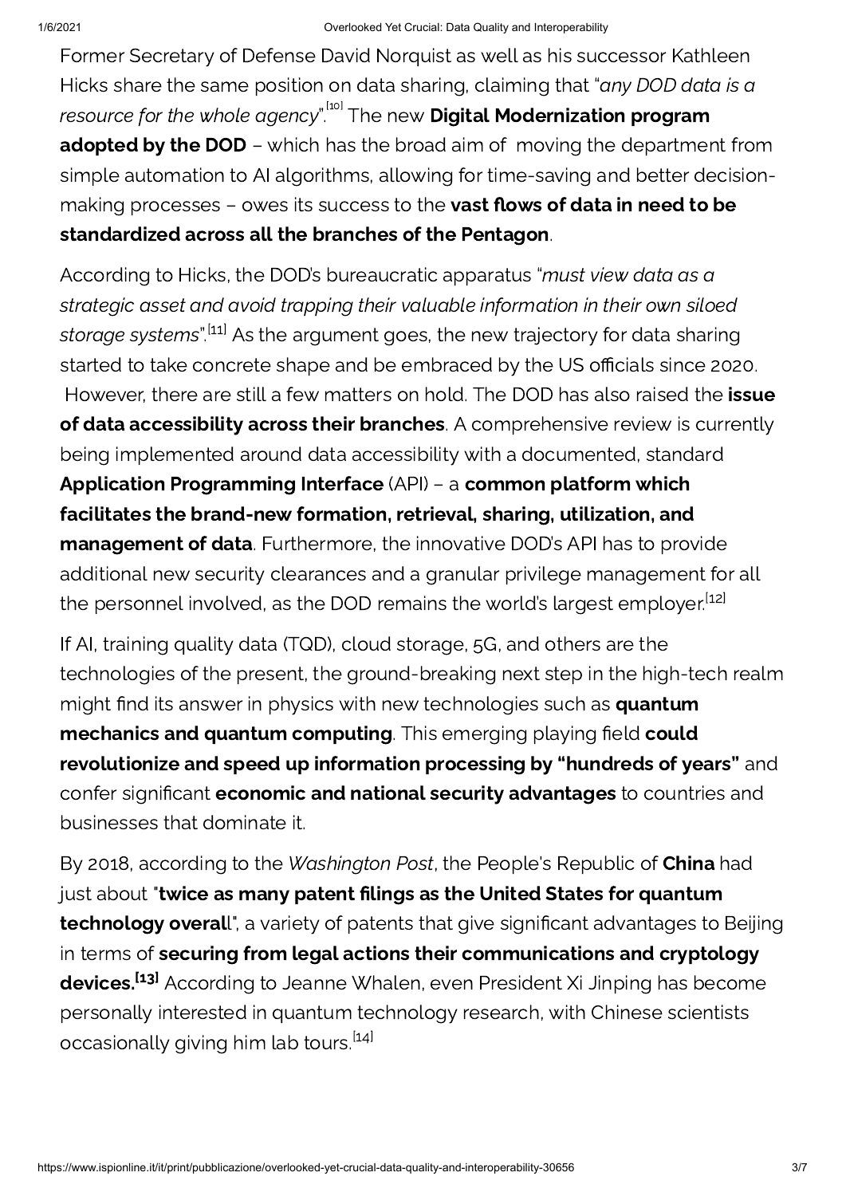Former Secretary of Defense David Norquist as well as his successor Kathleen Hicks share the same position on data sharing, claiming that "*any DOD data is a resource for the whole agency*".[10] The new **Digital Modernization program adopted by the DOD** – which has the broad aim of moving the department from simple automation to AI algorithms, allowing for time-saving and better decision-making processes – owes its success to the **vast flows of data in need to be standardized across all the branches of the Pentagon**.

According to Hicks, the DOD's bureaucratic apparatus "*must view data as a strategic asset and avoid trapping their valuable information in their own siloed storage systems*".[11] As the argument goes, the new trajectory for data sharing started to take concrete shape and be embraced by the US officials since 2020. However, there are still a few matters on hold. The DOD has also raised the **issue of data accessibility across their branches**. A comprehensive review is currently being implemented around data accessibility with a documented, standard **Application Programming Interface** (API) – a **common platform which facilitates the brand-new formation, retrieval, sharing, utilization, and management of data**. Furthermore, the innovative DOD's API has to provide additional new security clearances and a granular privilege management for all the personnel involved, as the DOD remains the world's largest employer.[12]

If AI, training quality data (TQD), cloud storage, 5G, and others are the technologies of the present, the ground-breaking next step in the high-tech realm might find its answer in physics with new technologies such as **quantum mechanics and quantum computing**. This emerging playing field **could revolutionize and speed up information processing by "hundreds of years"** and confer significant **economic and national security advantages** to countries and businesses that dominate it.

By 2018, according to the *Washington Post*, the People's Republic of **China** had just about "**twice as many patent filings as the United States for quantum technology overal**l", a variety of patents that give significant advantages to Beijing in terms of **securing from legal actions their communications and cryptology devices.[13]** According to Jeanne Whalen, even President Xi Jinping has become personally interested in quantum technology research, with Chinese scientists occasionally giving him lab tours.[14]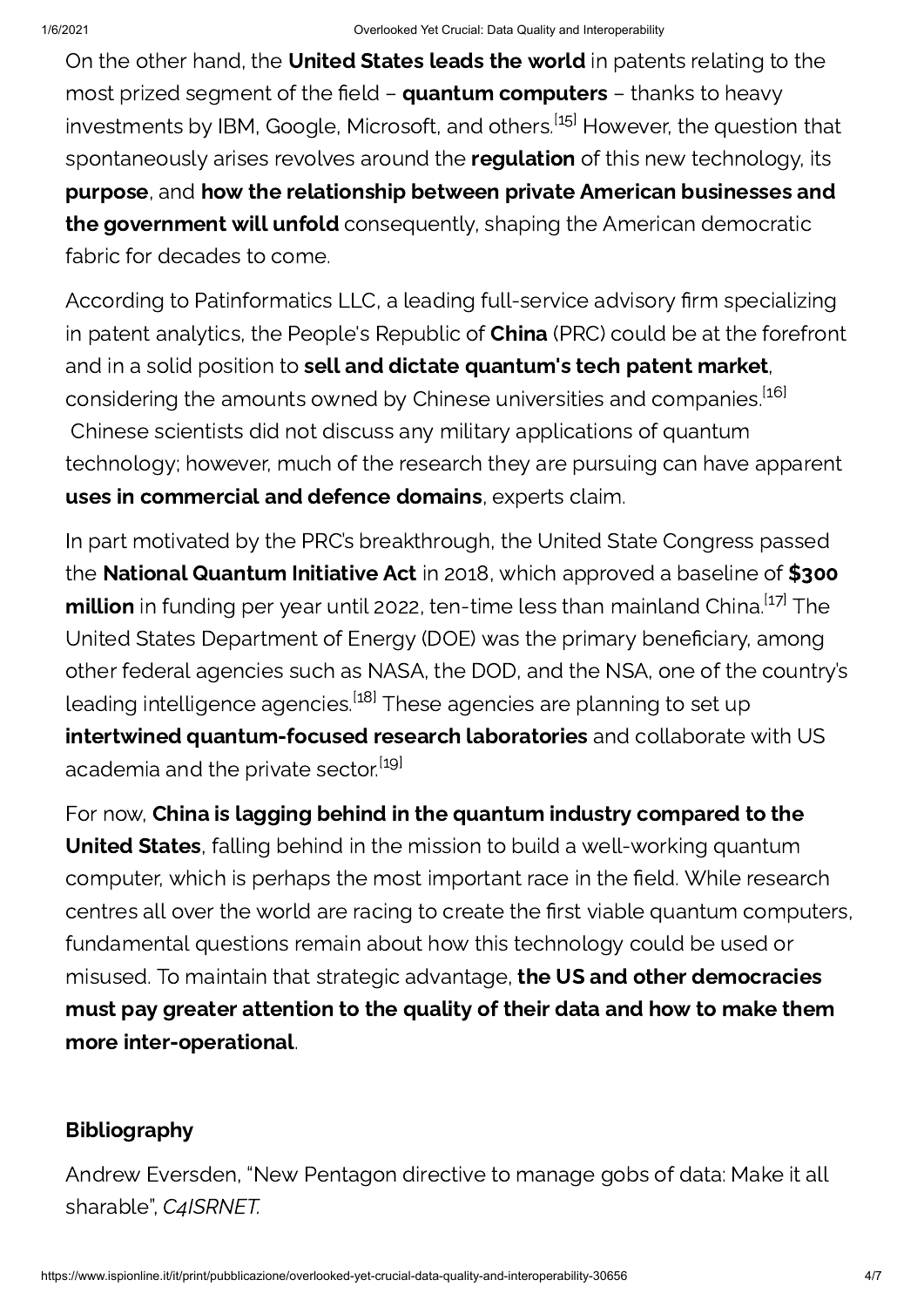On the other hand, the **United States leads the world** in patents relating to the most prized segment of the field – **quantum computers** – thanks to heavy investments by IBM, Google, Microsoft, and others.[15] However, the question that spontaneously arises revolves around the **regulation** of this new technology, its **purpose**, and **how the relationship between private American businesses and the government will unfold** consequently, shaping the American democratic fabric for decades to come.

According to Patinformatics LLC, a leading full-service advisory firm specializing in patent analytics, the People's Republic of **China** (PRC) could be at the forefront and in a solid position to **sell and dictate quantum's tech patent market**, considering the amounts owned by Chinese universities and companies.[16] Chinese scientists did not discuss any military applications of quantum technology; however, much of the research they are pursuing can have apparent **uses in commercial and defence domains**, experts claim.

In part motivated by the PRC's breakthrough, the United State Congress passed the **National Quantum Initiative Act** in 2018, which approved a baseline of **$300 million** in funding per year until 2022, ten-time less than mainland China.[17] The United States Department of Energy (DOE) was the primary beneficiary, among other federal agencies such as NASA, the DOD, and the NSA, one of the country's leading intelligence agencies.[18] These agencies are planning to set up **intertwined quantum-focused research laboratories** and collaborate with US academia and the private sector.[19]

For now, **China is lagging behind in the quantum industry compared to the United States**, falling behind in the mission to build a well-working quantum computer, which is perhaps the most important race in the field. While research centres all over the world are racing to create the first viable quantum computers, fundamental questions remain about how this technology could be used or misused. To maintain that strategic advantage, **the US and other democracies must pay greater attention to the quality of their data and how to make them more inter-operational**.

## Bibliography

Andrew Eversden, "New Pentagon directive to manage gobs of data: Make it all sharable", *C4ISRNET.*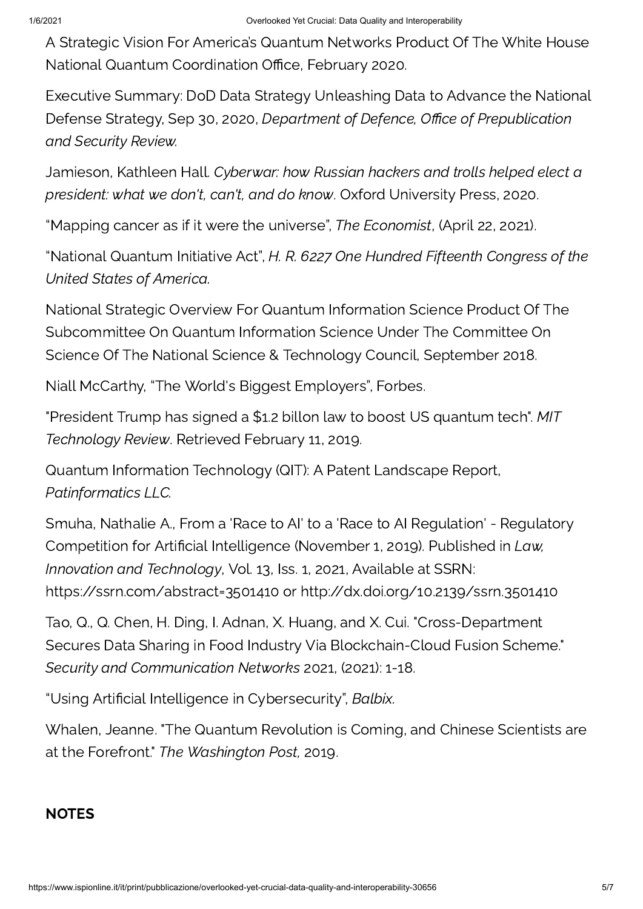A Strategic Vision For America's Quantum Networks Product Of The White House National Quantum Coordination Office, February 2020.

Executive Summary: DoD Data Strategy Unleashing Data to Advance the National Defense Strategy, Sep 30, 2020, *Department of Defence, Office of Prepublication and Security Review.*

Jamieson, Kathleen Hall. *Cyberwar: how Russian hackers and trolls helped elect a president: what we don't, can't, and do know*. Oxford University Press, 2020.

"Mapping cancer as if it were the universe", *The Economist*, (April 22, 2021).

"National Quantum Initiative Act", *H. R. 6227 One Hundred Fifteenth Congress of the United States of America.*

National Strategic Overview For Quantum Information Science Product Of The Subcommittee On Quantum Information Science Under The Committee On Science Of The National Science & Technology Council, September 2018.

Niall McCarthy, "The World's Biggest Employers", Forbes.

"President Trump has signed a $1.2 billon law to boost US quantum tech". *MIT Technology Review*. Retrieved February 11, 2019.

Quantum Information Technology (QIT): A Patent Landscape Report, *Patinformatics LLC.*

Smuha, Nathalie A., From a 'Race to AI' to a 'Race to AI Regulation' - Regulatory Competition for Artificial Intelligence (November 1, 2019). Published in *Law, Innovation and Technology*, Vol. 13, Iss. 1, 2021, Available at SSRN: https://ssrn.com/abstract=3501410 or http://dx.doi.org/10.2139/ssrn.3501410

Tao, Q., Q. Chen, H. Ding, I. Adnan, X. Huang, and X. Cui. "Cross-Department Secures Data Sharing in Food Industry Via Blockchain-Cloud Fusion Scheme." *Security and Communication Networks* 2021, (2021): 1-18.

"Using Artificial Intelligence in Cybersecurity", *Balbix.*

Whalen, Jeanne. "The Quantum Revolution is Coming, and Chinese Scientists are at the Forefront." *The Washington Post,* 2019.

## NOTES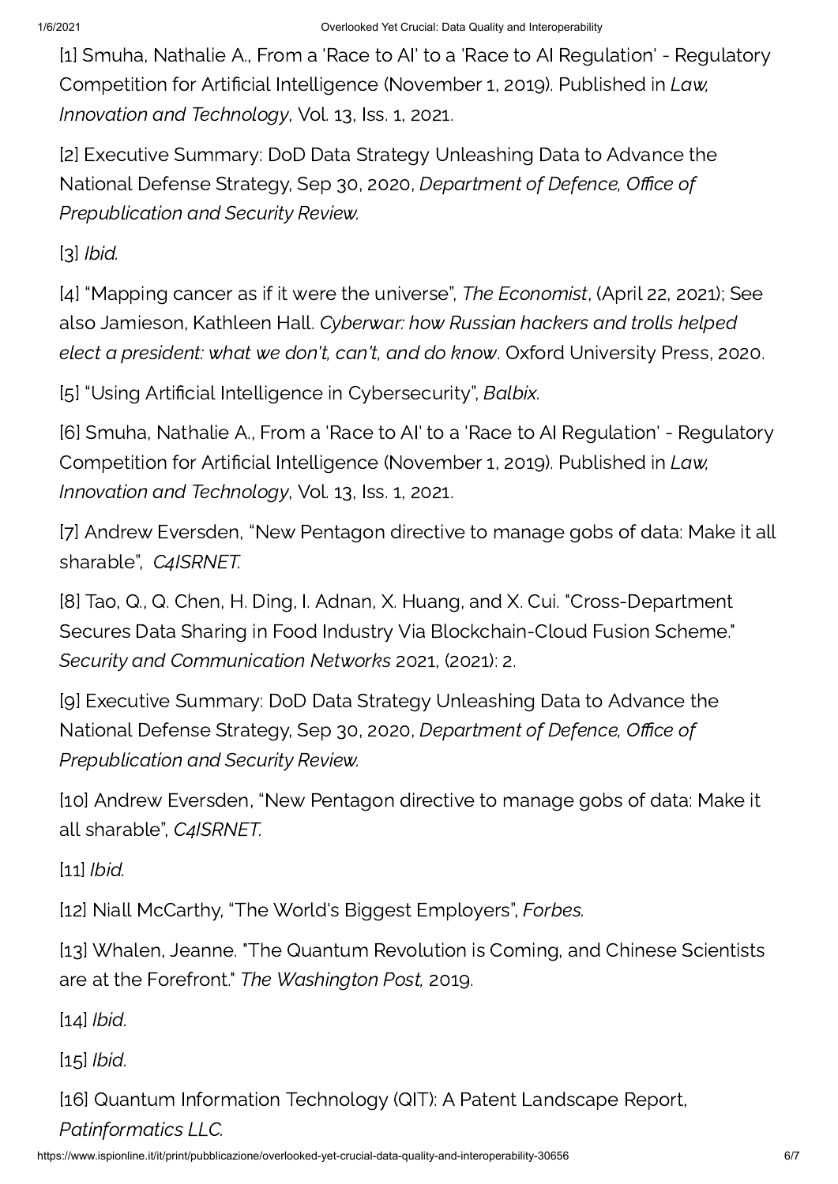[1] Smuha, Nathalie A., From a 'Race to AI' to a 'Race to AI Regulation' - Regulatory Competition for Artificial Intelligence (November 1, 2019). Published in *Law, Innovation and Technology*, Vol. 13, Iss. 1, 2021.

[2] Executive Summary: DoD Data Strategy Unleashing Data to Advance the National Defense Strategy, Sep 30, 2020, *Department of Defence, Office of Prepublication and Security Review.*

[3] *Ibid.*

[4] "Mapping cancer as if it were the universe", *The Economist*, (April 22, 2021); See also Jamieson, Kathleen Hall. *Cyberwar: how Russian hackers and trolls helped elect a president: what we don't, can't, and do know*. Oxford University Press, 2020.

[5] "Using Artificial Intelligence in Cybersecurity", *Balbix.*

[6] Smuha, Nathalie A., From a 'Race to AI' to a 'Race to AI Regulation' - Regulatory Competition for Artificial Intelligence (November 1, 2019). Published in *Law, Innovation and Technology*, Vol. 13, Iss. 1, 2021.

[7] Andrew Eversden, "New Pentagon directive to manage gobs of data: Make it all sharable", *C4ISRNET.*

[8] Tao, Q., Q. Chen, H. Ding, I. Adnan, X. Huang, and X. Cui. "Cross-Department Secures Data Sharing in Food Industry Via Blockchain-Cloud Fusion Scheme." *Security and Communication Networks* 2021, (2021): 2.

[9] Executive Summary: DoD Data Strategy Unleashing Data to Advance the National Defense Strategy, Sep 30, 2020, *Department of Defence, Office of Prepublication and Security Review.*

[10] Andrew Eversden, "New Pentagon directive to manage gobs of data: Make it all sharable", *C4ISRNET.*

[11] *Ibid.*

[12] Niall McCarthy, "The World's Biggest Employers", *Forbes.*

[13] Whalen, Jeanne. "The Quantum Revolution is Coming, and Chinese Scientists are at the Forefront." *The Washington Post,* 2019.

[14] *Ibid.*

[15] *Ibid.*

[16] Quantum Information Technology (QIT): A Patent Landscape Report, *Patinformatics LLC.*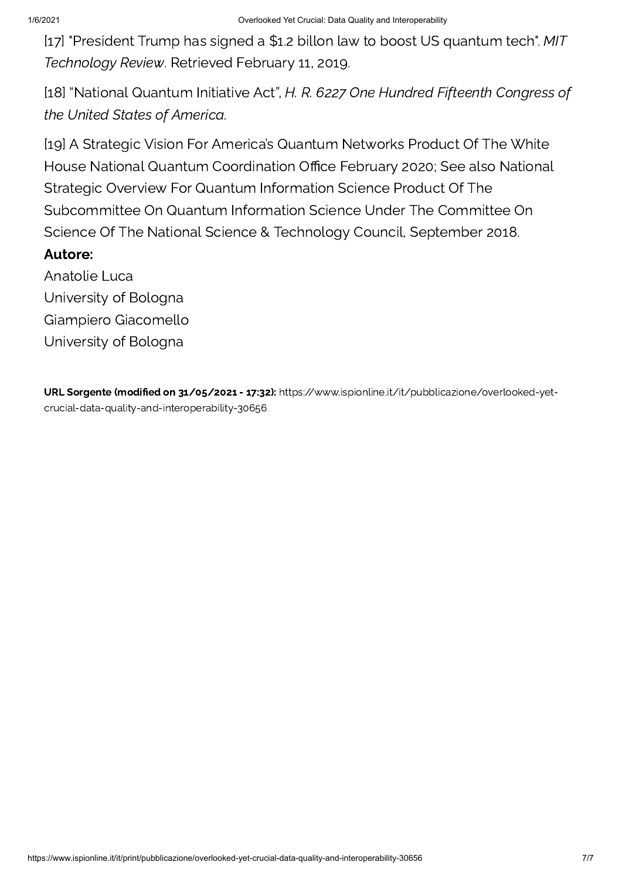[17] "President Trump has signed a $1.2 billon law to boost US quantum tech". *MIT Technology Review*. Retrieved February 11, 2019.

[18] "National Quantum Initiative Act", *H. R. 6227 One Hundred Fifteenth Congress of the United States of America.*

[19] A Strategic Vision For America's Quantum Networks Product Of The White House National Quantum Coordination Office February 2020; See also National Strategic Overview For Quantum Information Science Product Of The Subcommittee On Quantum Information Science Under The Committee On Science Of The National Science & Technology Council, September 2018.

**Autore:**

Anatolie Luca

University of Bologna

Giampiero Giacomello

University of Bologna

**URL Sorgente (modified on 31/05/2021 - 17:32):** https://www.ispionline.it/it/pubblicazione/overlooked-yet-crucial-data-quality-and-interoperability-30656